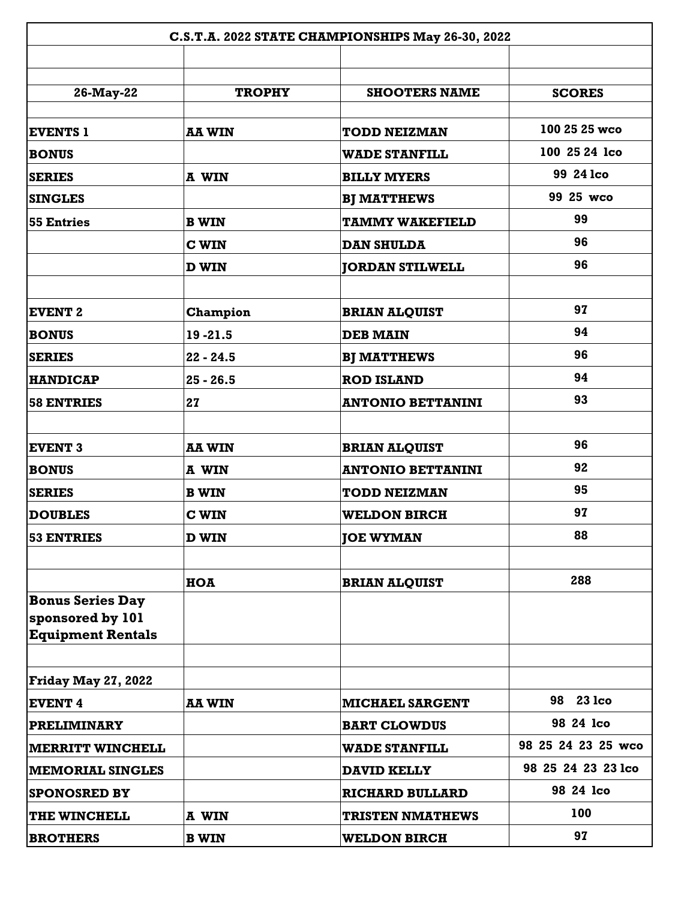| C.S.T.A. 2022 STATE CHAMPIONSHIPS May 26-30, 2022 | | | |
|---|---|---|---|
| | | | |
| | | | |
| **26-May-22** | **TROPHY** | **SHOOTERS NAME** | **SCORES** |
| | | | |
| **EVENTS 1** | **AA WIN** | **TODD NEIZMAN** | **100 25 25 wco** |
| **BONUS** | | **WADE STANFILL** | **100 25 24 lco** |
| **SERIES** | **A WIN** | **BILLY MYERS** | **99 24 lco** |
| **SINGLES** | | **BJ MATTHEWS** | **99 25 wco** |
| **55 Entries** | **B WIN** | **TAMMY WAKEFIELD** | **99** |
| | **C WIN** | **DAN SHULDA** | **96** |
| | **D WIN** | **JORDAN STILWELL** | **96** |
| | | | |
| **EVENT 2** | **Champion** | **BRIAN ALQUIST** | **97** |
| **BONUS** | **19 -21.5** | **DEB MAIN** | **94** |
| **SERIES** | **22 - 24.5** | **BJ MATTHEWS** | **96** |
| **HANDICAP** | **25 - 26.5** | **ROD ISLAND** | **94** |
| **58 ENTRIES** | **27** | **ANTONIO BETTANINI** | **93** |
| | | | |
| **EVENT 3** | **AA WIN** | **BRIAN ALQUIST** | **96** |
| **BONUS** | **A WIN** | **ANTONIO BETTANINI** | **92** |
| **SERIES** | **B WIN** | **TODD NEIZMAN** | **95** |
| **DOUBLES** | **C WIN** | **WELDON BIRCH** | **97** |
| **53 ENTRIES** | **D WIN** | **JOE WYMAN** | **88** |
| | | | |
| | **HOA** | **BRIAN ALQUIST** | **288** |
| **Bonus Series Day sponsored by 101 Equipment Rentals** | | | |
| | | | |
| **Friday May 27, 2022** | | | |
| **EVENT 4** | **AA WIN** | **MICHAEL SARGENT** | **98 23 lco** |
| **PRELIMINARY** | | **BART CLOWDUS** | **98 24 lco** |
| **MERRITT WINCHELL** | | **WADE STANFILL** | **98 25 24 23 25 wco** |
| **MEMORIAL SINGLES** | | **DAVID KELLY** | **98 25 24 23 23 lco** |
| **SPONOSRED BY** | | **RICHARD BULLARD** | **98 24 lco** |
| **THE WINCHELL** | **A WIN** | **TRISTEN NMATHEWS** | **100** |
| **BROTHERS** | **B WIN** | **WELDON BIRCH** | **97** |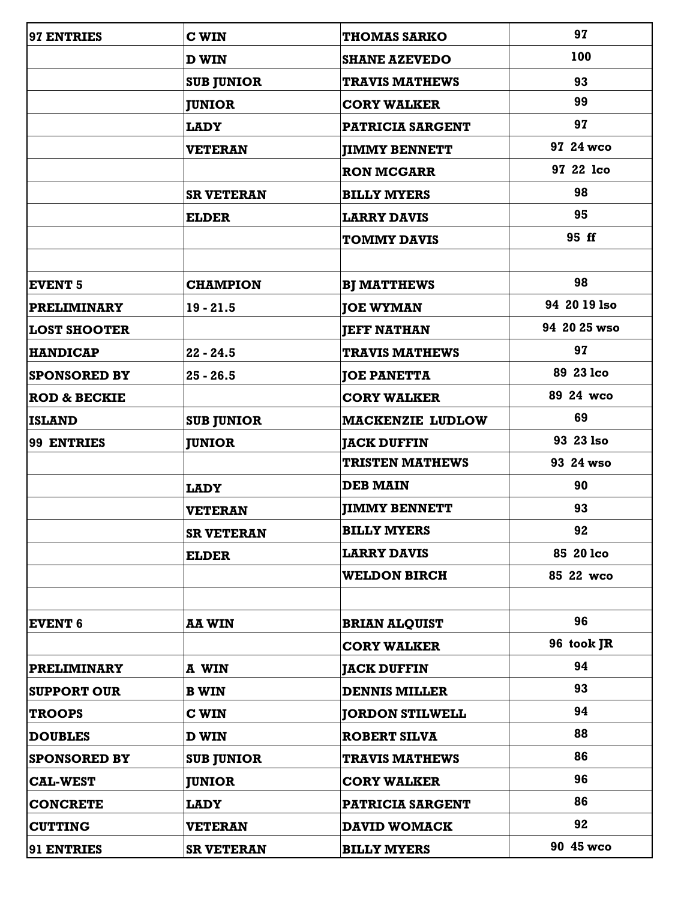| 97 ENTRIES | C WIN | THOMAS SARKO | 97 |
|---|---|---|---|
| | D WIN | SHANE AZEVEDO | 100 |
| | SUB JUNIOR | TRAVIS MATHEWS | 93 |
| | JUNIOR | CORY WALKER | 99 |
| | LADY | PATRICIA SARGENT | 97 |
| | VETERAN | JIMMY BENNETT | 97 24 wco |
| | | RON MCGARR | 97 22 lco |
| | SR VETERAN | BILLY MYERS | 98 |
| | ELDER | LARRY DAVIS | 95 |
| | | TOMMY DAVIS | 95 ff |
| | | | |
| EVENT 5 | CHAMPION | BJ MATTHEWS | 98 |
| PRELIMINARY | 19 - 21.5 | JOE WYMAN | 94 20 19 lso |
| LOST SHOOTER | | JEFF NATHAN | 94 20 25 wso |
| HANDICAP | 22 - 24.5 | TRAVIS MATHEWS | 97 |
| SPONSORED BY | 25 - 26.5 | JOE PANETTA | 89 23 lco |
| ROD & BECKIE | | CORY WALKER | 89 24 wco |
| ISLAND | SUB JUNIOR | MACKENZIE LUDLOW | 69 |
| 99 ENTRIES | JUNIOR | JACK DUFFIN | 93 23 lso |
| | | TRISTEN MATHEWS | 93 24 wso |
| | LADY | DEB MAIN | 90 |
| | VETERAN | JIMMY BENNETT | 93 |
| | SR VETERAN | BILLY MYERS | 92 |
| | ELDER | LARRY DAVIS | 85 20 lco |
| | | WELDON BIRCH | 85 22 wco |
| | | | |
| EVENT 6 | AA WIN | BRIAN ALQUIST | 96 |
| | | CORY WALKER | 96 took JR |
| PRELIMINARY | A WIN | JACK DUFFIN | 94 |
| SUPPORT OUR | B WIN | DENNIS MILLER | 93 |
| TROOPS | C WIN | JORDON STILWELL | 94 |
| DOUBLES | D WIN | ROBERT SILVA | 88 |
| SPONSORED BY | SUB JUNIOR | TRAVIS MATHEWS | 86 |
| CAL-WEST | JUNIOR | CORY WALKER | 96 |
| CONCRETE | LADY | PATRICIA SARGENT | 86 |
| CUTTING | VETERAN | DAVID WOMACK | 92 |
| 91 ENTRIES | SR VETERAN | BILLY MYERS | 90 45 wco |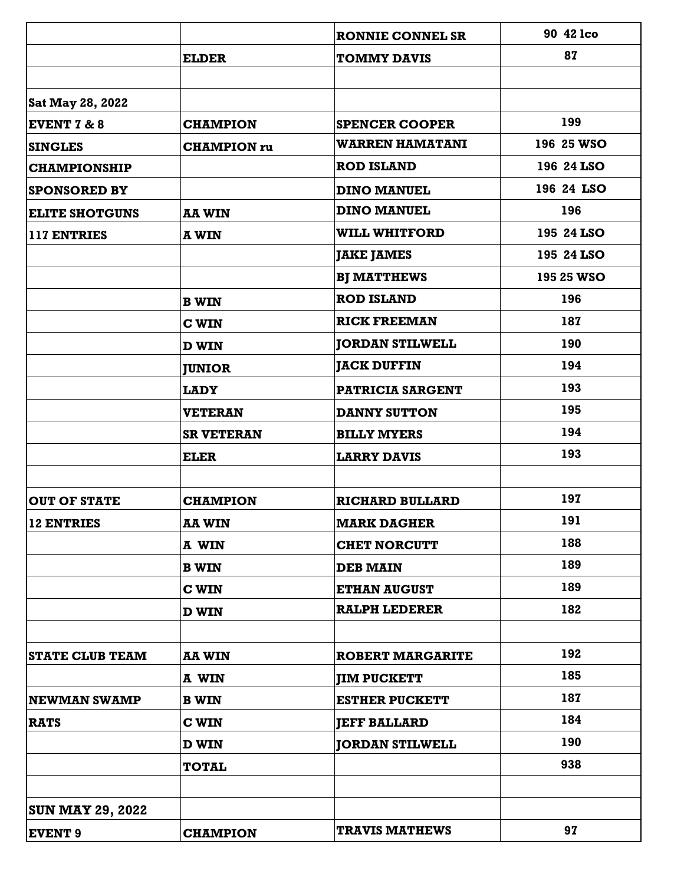| | | | |
|---|---|---|---|
| | | **RONNIE CONNEL SR** | **90 42 lco** |
| | **ELDER** | **TOMMY DAVIS** | **87** |
| | | | |
| **Sat May 28, 2022** | | | |
| **EVENT 7 & 8** | **CHAMPION** | **SPENCER COOPER** | **199** |
| **SINGLES** | **CHAMPION ru** | **WARREN HAMATANI** | **196 25 WSO** |
| **CHAMPIONSHIP** | | **ROD ISLAND** | **196 24 LSO** |
| **SPONSORED BY** | | **DINO MANUEL** | **196 24 LSO** |
| **ELITE SHOTGUNS** | **AA WIN** | **DINO MANUEL** | **196** |
| **117 ENTRIES** | **A WIN** | **WILL WHITFORD** | **195 24 LSO** |
| | | **JAKE JAMES** | **195 24 LSO** |
| | | **BJ MATTHEWS** | **195 25 WSO** |
| | **B WIN** | **ROD ISLAND** | **196** |
| | **C WIN** | **RICK FREEMAN** | **187** |
| | **D WIN** | **JORDAN STILWELL** | **190** |
| | **JUNIOR** | **JACK DUFFIN** | **194** |
| | **LADY** | **PATRICIA SARGENT** | **193** |
| | **VETERAN** | **DANNY SUTTON** | **195** |
| | **SR VETERAN** | **BILLY MYERS** | **194** |
| | **ELER** | **LARRY DAVIS** | **193** |
| | | | |
| **OUT OF STATE** | **CHAMPION** | **RICHARD BULLARD** | **197** |
| **12 ENTRIES** | **AA WIN** | **MARK DAGHER** | **191** |
| | **A WIN** | **CHET NORCUTT** | **188** |
| | **B WIN** | **DEB MAIN** | **189** |
| | **C WIN** | **ETHAN AUGUST** | **189** |
| | **D WIN** | **RALPH LEDERER** | **182** |
| | | | |
| **STATE CLUB TEAM** | **AA WIN** | **ROBERT MARGARITE** | **192** |
| | **A WIN** | **JIM PUCKETT** | **185** |
| **NEWMAN SWAMP** | **B WIN** | **ESTHER PUCKETT** | **187** |
| **RATS** | **C WIN** | **JEFF BALLARD** | **184** |
| | **D WIN** | **JORDAN STILWELL** | **190** |
| | **TOTAL** | | **938** |
| | | | |
| **SUN MAY 29, 2022** | | | |
| **EVENT 9** | **CHAMPION** | **TRAVIS MATHEWS** | **97** |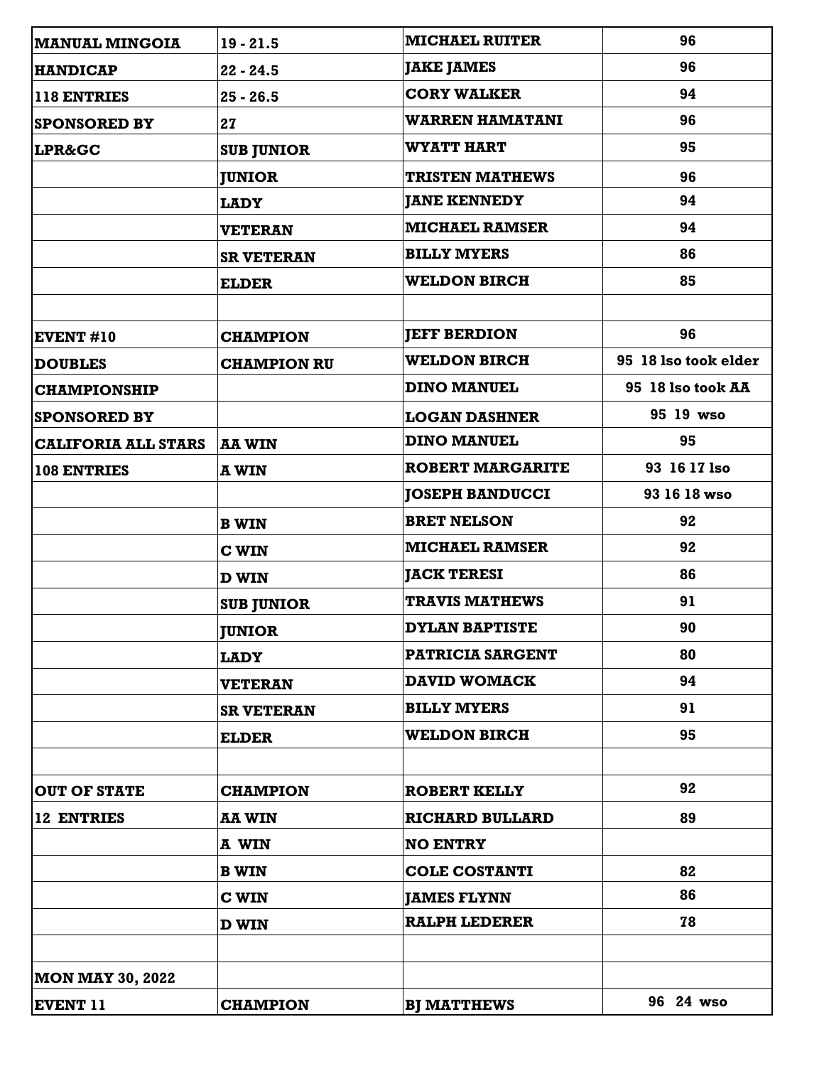| | | | |
|---|---|---|---|
| **MANUAL MINGOIA** | **19 - 21.5** | **MICHAEL RUITER** | **96** |
| **HANDICAP** | **22 - 24.5** | **JAKE JAMES** | **96** |
| **118 ENTRIES** | **25 - 26.5** | **CORY WALKER** | **94** |
| **SPONSORED BY** | **27** | **WARREN HAMATANI** | **96** |
| **LPR&GC** | **SUB JUNIOR** | **WYATT HART** | **95** |
| | **JUNIOR** | **TRISTEN MATHEWS** | **96** |
| | **LADY** | **JANE KENNEDY** | **94** |
| | **VETERAN** | **MICHAEL RAMSER** | **94** |
| | **SR VETERAN** | **BILLY MYERS** | **86** |
| | **ELDER** | **WELDON BIRCH** | **85** |
| | | | |
| **EVENT #10** | **CHAMPION** | **JEFF BERDION** | **96** |
| **DOUBLES** | **CHAMPION RU** | **WELDON BIRCH** | **95 18 lso took elder** |
| **CHAMPIONSHIP** | | **DINO MANUEL** | **95 18 lso took AA** |
| **SPONSORED BY** | | **LOGAN DASHNER** | **95 19 wso** |
| **CALIFORIA ALL STARS** | **AA WIN** | **DINO MANUEL** | **95** |
| **108 ENTRIES** | **A WIN** | **ROBERT MARGARITE** | **93 16 17 lso** |
| | | **JOSEPH BANDUCCI** | **93 16 18 wso** |
| | **B WIN** | **BRET NELSON** | **92** |
| | **C WIN** | **MICHAEL RAMSER** | **92** |
| | **D WIN** | **JACK TERESI** | **86** |
| | **SUB JUNIOR** | **TRAVIS MATHEWS** | **91** |
| | **JUNIOR** | **DYLAN BAPTISTE** | **90** |
| | **LADY** | **PATRICIA SARGENT** | **80** |
| | **VETERAN** | **DAVID WOMACK** | **94** |
| | **SR VETERAN** | **BILLY MYERS** | **91** |
| | **ELDER** | **WELDON BIRCH** | **95** |
| | | | |
| **OUT OF STATE** | **CHAMPION** | **ROBERT KELLY** | **92** |
| **12 ENTRIES** | **AA WIN** | **RICHARD BULLARD** | **89** |
| | **A WIN** | **NO ENTRY** | |
| | **B WIN** | **COLE COSTANTI** | **82** |
| | **C WIN** | **JAMES FLYNN** | **86** |
| | **D WIN** | **RALPH LEDERER** | **78** |
| | | | |
| **MON MAY 30, 2022** | | | |
| **EVENT 11** | **CHAMPION** | **BJ MATTHEWS** | **96 24 wso** |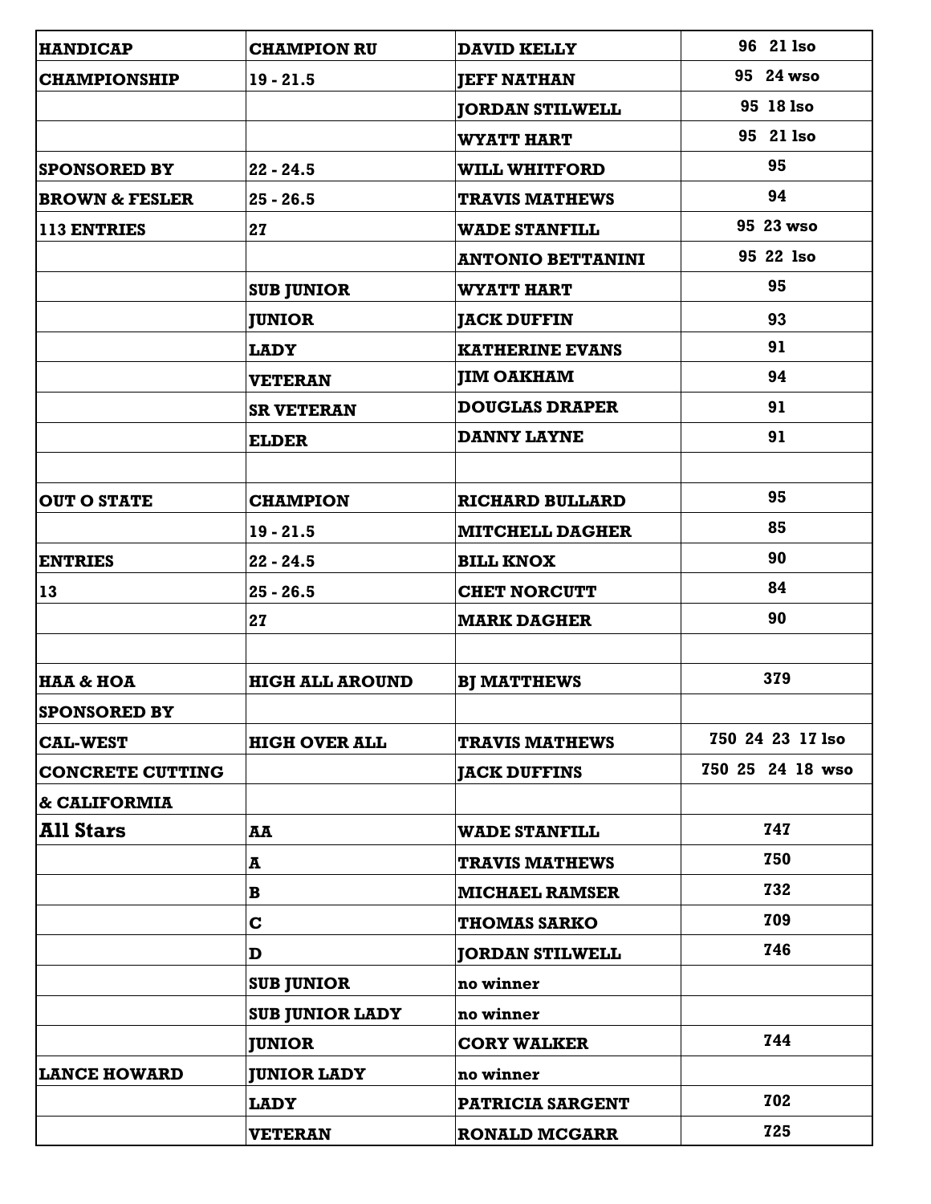| HANDICAP | CHAMPION RU | DAVID KELLY | 96 21 lso |
|---|---|---|---|
| CHAMPIONSHIP | 19 - 21.5 | JEFF NATHAN | 95 24 wso |
| | | JORDAN STILWELL | 95 18 lso |
| | | WYATT HART | 95 21 lso |
| SPONSORED BY | 22 - 24.5 | WILL WHITFORD | 95 |
| BROWN & FESLER | 25 - 26.5 | TRAVIS MATHEWS | 94 |
| 113 ENTRIES | 27 | WADE STANFILL | 95 23 wso |
| | | ANTONIO BETTANINI | 95 22 lso |
| | SUB JUNIOR | WYATT HART | 95 |
| | JUNIOR | JACK DUFFIN | 93 |
| | LADY | KATHERINE EVANS | 91 |
| | VETERAN | JIM OAKHAM | 94 |
| | SR VETERAN | DOUGLAS DRAPER | 91 |
| | ELDER | DANNY LAYNE | 91 |
| | | | |
| OUT O STATE | CHAMPION | RICHARD BULLARD | 95 |
| | 19 - 21.5 | MITCHELL DAGHER | 85 |
| ENTRIES | 22 - 24.5 | BILL KNOX | 90 |
| 13 | 25 - 26.5 | CHET NORCUTT | 84 |
| | 27 | MARK DAGHER | 90 |
| | | | |
| HAA & HOA | HIGH ALL AROUND | BJ MATTHEWS | 379 |
| SPONSORED BY | | | |
| CAL-WEST | HIGH OVER ALL | TRAVIS MATHEWS | 750 24 23 17 lso |
| CONCRETE CUTTING | | JACK DUFFINS | 750 25 24 18 wso |
| & CALIFORMIA | | | |
| All Stars | AA | WADE STANFILL | 747 |
| | A | TRAVIS MATHEWS | 750 |
| | B | MICHAEL RAMSER | 732 |
| | C | THOMAS SARKO | 709 |
| | D | JORDAN STILWELL | 746 |
| | SUB JUNIOR | no winner | |
| | SUB JUNIOR LADY | no winner | |
| | JUNIOR | CORY WALKER | 744 |
| LANCE HOWARD | JUNIOR LADY | no winner | |
| | LADY | PATRICIA SARGENT | 702 |
| | VETERAN | RONALD MCGARR | 725 |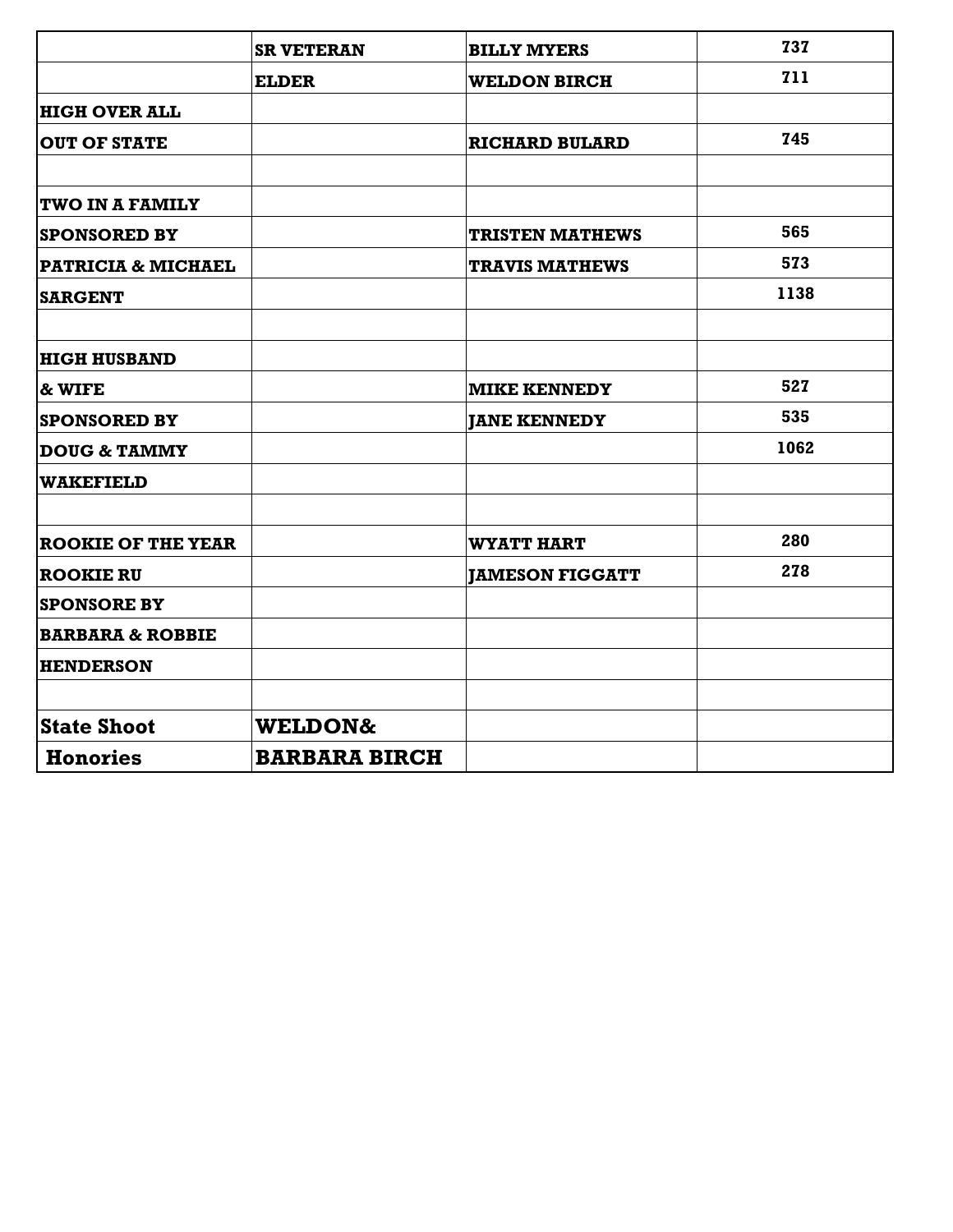| | | | |
|---|---|---|---|
| | **SR VETERAN** | **BILLY MYERS** | **737** |
| | **ELDER** | **WELDON BIRCH** | **711** |
| **HIGH OVER ALL** | | | |
| **OUT OF STATE** | | **RICHARD BULARD** | **745** |
| | | | |
| **TWO IN A FAMILY** | | | |
| **SPONSORED BY** | | **TRISTEN MATHEWS** | **565** |
| **PATRICIA & MICHAEL** | | **TRAVIS MATHEWS** | **573** |
| **SARGENT** | | | **1138** |
| | | | |
| **HIGH HUSBAND** | | | |
| **& WIFE** | | **MIKE KENNEDY** | **527** |
| **SPONSORED BY** | | **JANE KENNEDY** | **535** |
| **DOUG & TAMMY** | | | **1062** |
| **WAKEFIELD** | | | |
| | | | |
| **ROOKIE OF THE YEAR** | | **WYATT HART** | **280** |
| **ROOKIE RU** | | **JAMESON FIGGATT** | **278** |
| **SPONSORE BY** | | | |
| **BARBARA & ROBBIE** | | | |
| **HENDERSON** | | | |
| | | | |
| **State Shoot** | **WELDON&** | | |
| **Honories** | **BARBARA BIRCH** | | |